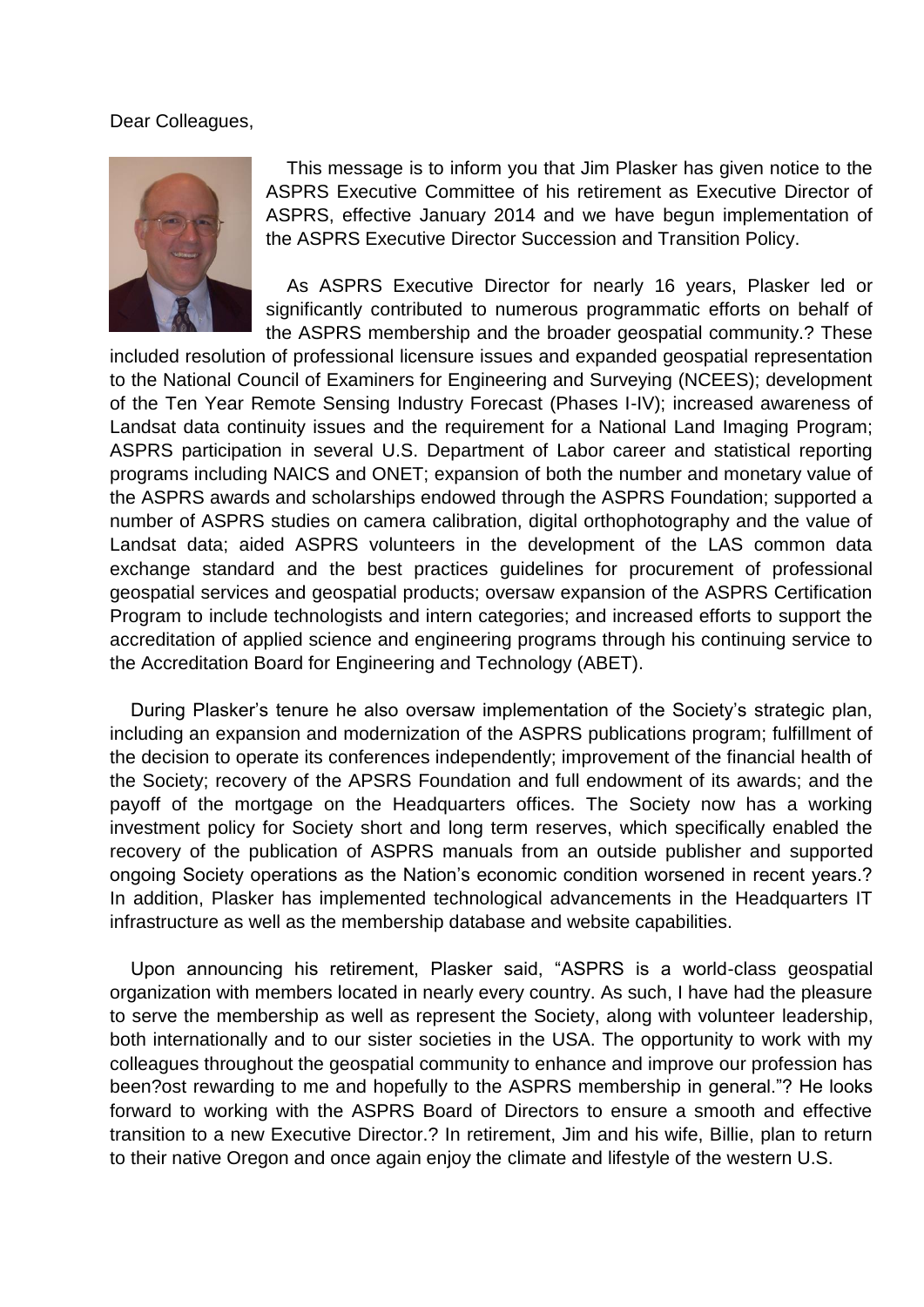Dear Colleagues,

This message is to inform you that Jim Plasker has given notice to the ASPRS Executive Committee of his retirement as Executive Director of ASPRS, effective January 2014 and we have begun implementation of the ASPRS Executive Director Succession and Transition Policy.

As ASPRS Executive Director for nearly 16 years, Plasker led or significantly contributed to numerous programmatic efforts on behalf of the ASPRS membership and the broader geospatial community.? These included resolution of professional licensure issues and expanded geospatial representation to the National Council of Examiners for Engineering and Surveying (NCEES); development of the Ten Year Remote Sensing Industry Forecast (Phases I-IV); increased awareness of Landsat data continuity issues and the requirement for a National Land Imaging Program; ASPRS participation in several U.S. Department of Labor career and statistical reporting programs including NAICS and ONET; expansion of both the number and monetary value of the ASPRS awards and scholarships endowed through the ASPRS Foundation; supported a number of ASPRS studies on camera calibration, digital orthophotography and the value of Landsat data; aided ASPRS volunteers in the development of the LAS common data exchange standard and the best practices guidelines for procurement of professional geospatial services and geospatial products; oversaw expansion of the ASPRS Certification Program to include technologists and intern categories; and increased efforts to support the accreditation of applied science and engineering programs through his continuing service to the Accreditation Board for Engineering and Technology (ABET).

During Plasker's tenure he also oversaw implementation of the Society's strategic plan, including an expansion and modernization of the ASPRS publications program; fulfillment of the decision to operate its conferences independently; improvement of the financial health of the Society; recovery of the APSRS Foundation and full endowment of its awards; and the payoff of the mortgage on the Headquarters offices. The Society now has a working investment policy for Society short and long term reserves, which specifically enabled the recovery of the publication of ASPRS manuals from an outside publisher and supported ongoing Society operations as the Nation's economic condition worsened in recent years.? In addition, Plasker has implemented technological advancements in the Headquarters IT infrastructure as well as the membership database and website capabilities.

Upon announcing his retirement, Plasker said, "ASPRS is a world-class geospatial organization with members located in nearly every country. As such, I have had the pleasure to serve the membership as well as represent the Society, along with volunteer leadership, both internationally and to our sister societies in the USA. The opportunity to work with my colleagues throughout the geospatial community to enhance and improve our profession has been?ost rewarding to me and hopefully to the ASPRS membership in general."? He looks forward to working with the ASPRS Board of Directors to ensure a smooth and effective transition to a new Executive Director.? In retirement, Jim and his wife, Billie, plan to return to their native Oregon and once again enjoy the climate and lifestyle of the western U.S.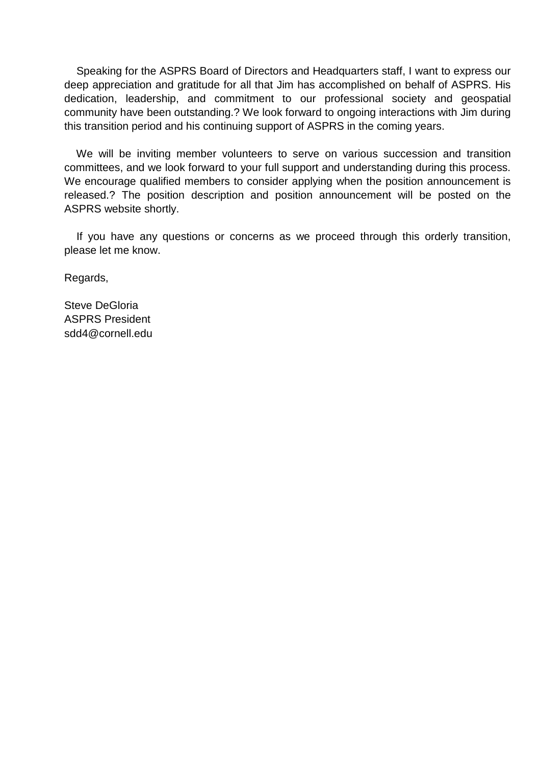Speaking for the ASPRS Board of Directors and Headquarters staff, I want to express our deep appreciation and gratitude for all that Jim has accomplished on behalf of ASPRS. His dedication, leadership, and commitment to our professional society and geospatial community have been outstanding.? We look forward to ongoing interactions with Jim during this transition period and his continuing support of ASPRS in the coming years.

We will be inviting member volunteers to serve on various succession and transition committees, and we look forward to your full support and understanding during this process. We encourage qualified members to consider applying when the position announcement is released.? The position description and position announcement will be posted on the ASPRS website shortly.

If you have any questions or concerns as we proceed through this orderly transition, please let me know.

Regards,

Steve DeGloria
ASPRS President
sdd4@cornell.edu